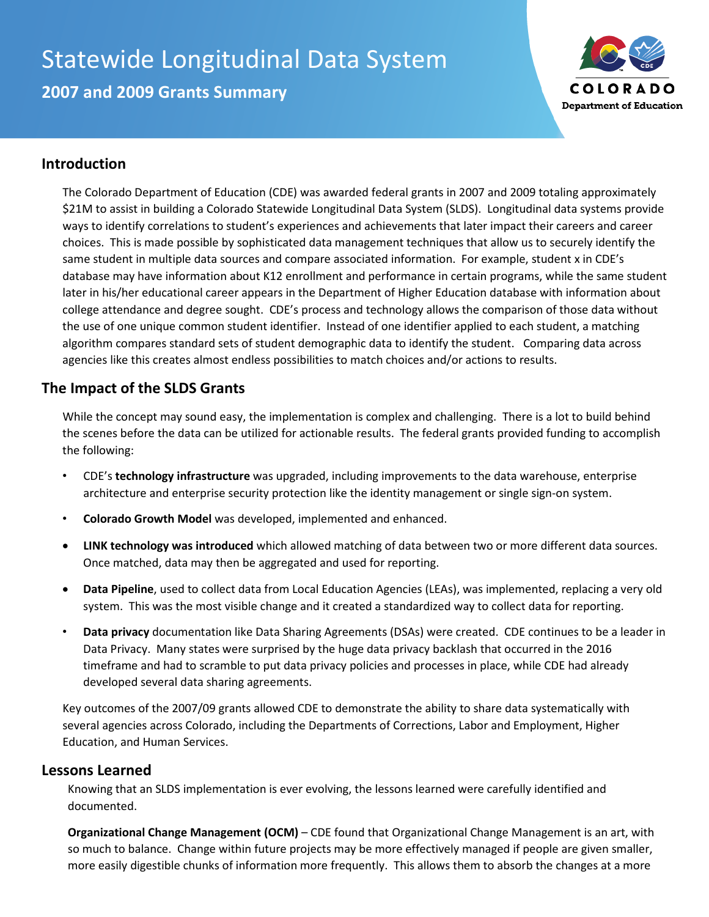# Statewide Longitudinal Data System

## 2007 and 2009 Grants Summary

COLORADO
Department of Education

## Introduction

The Colorado Department of Education (CDE) was awarded federal grants in 2007 and 2009 totaling approximately $21M to assist in building a Colorado Statewide Longitudinal Data System (SLDS). Longitudinal data systems provide ways to identify correlations to student's experiences and achievements that later impact their careers and career choices. This is made possible by sophisticated data management techniques that allow us to securely identify the same student in multiple data sources and compare associated information. For example, student x in CDE's database may have information about K12 enrollment and performance in certain programs, while the same student later in his/her educational career appears in the Department of Higher Education database with information about college attendance and degree sought. CDE's process and technology allows the comparison of those data without the use of one unique common student identifier. Instead of one identifier applied to each student, a matching algorithm compares standard sets of student demographic data to identify the student. Comparing data across agencies like this creates almost endless possibilities to match choices and/or actions to results.

## The Impact of the SLDS Grants

While the concept may sound easy, the implementation is complex and challenging. There is a lot to build behind the scenes before the data can be utilized for actionable results. The federal grants provided funding to accomplish the following:

- CDE's **technology infrastructure** was upgraded, including improvements to the data warehouse, enterprise architecture and enterprise security protection like the identity management or single sign-on system.
- **Colorado Growth Model** was developed, implemented and enhanced.
- **LINK technology was introduced** which allowed matching of data between two or more different data sources. Once matched, data may then be aggregated and used for reporting.
- **Data Pipeline**, used to collect data from Local Education Agencies (LEAs), was implemented, replacing a very old system. This was the most visible change and it created a standardized way to collect data for reporting.
- **Data privacy** documentation like Data Sharing Agreements (DSAs) were created. CDE continues to be a leader in Data Privacy. Many states were surprised by the huge data privacy backlash that occurred in the 2016 timeframe and had to scramble to put data privacy policies and processes in place, while CDE had already developed several data sharing agreements.

Key outcomes of the 2007/09 grants allowed CDE to demonstrate the ability to share data systematically with several agencies across Colorado, including the Departments of Corrections, Labor and Employment, Higher Education, and Human Services.

## Lessons Learned

Knowing that an SLDS implementation is ever evolving, the lessons learned were carefully identified and documented.

**Organizational Change Management (OCM)** – CDE found that Organizational Change Management is an art, with so much to balance. Change within future projects may be more effectively managed if people are given smaller, more easily digestible chunks of information more frequently. This allows them to absorb the changes at a more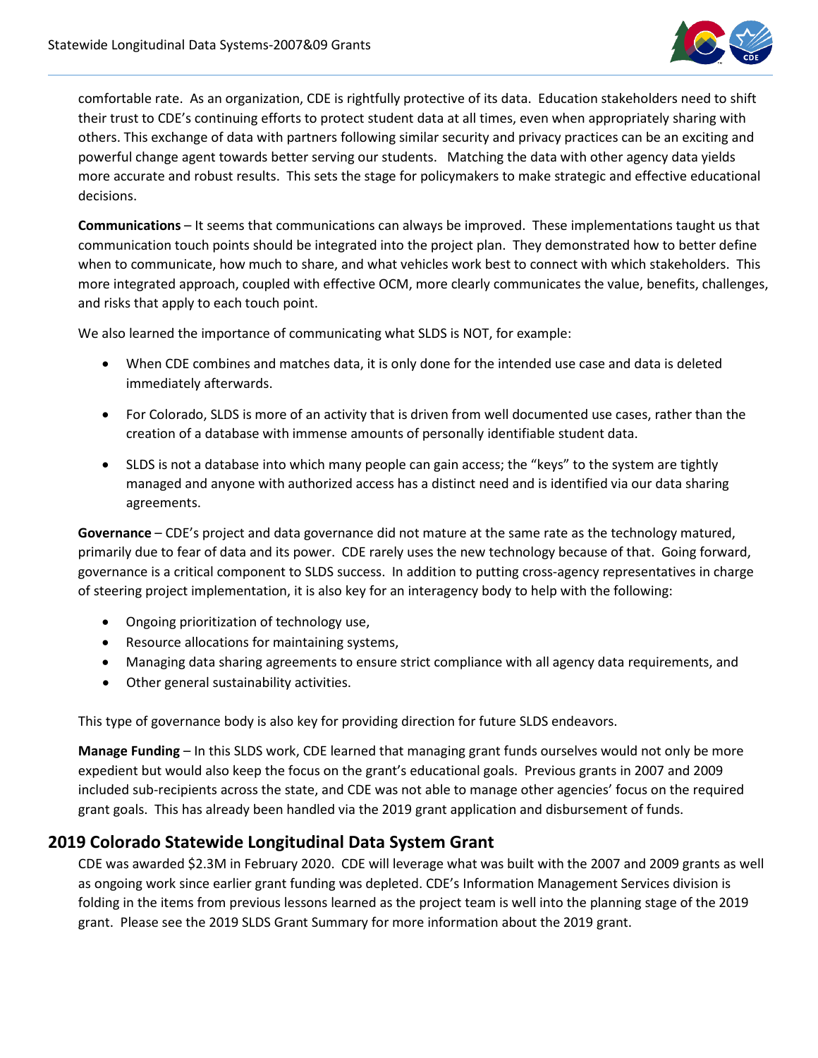comfortable rate. As an organization, CDE is rightfully protective of its data. Education stakeholders need to shift their trust to CDE's continuing efforts to protect student data at all times, even when appropriately sharing with others. This exchange of data with partners following similar security and privacy practices can be an exciting and powerful change agent towards better serving our students. Matching the data with other agency data yields more accurate and robust results. This sets the stage for policymakers to make strategic and effective educational decisions.

**Communications** – It seems that communications can always be improved. These implementations taught us that communication touch points should be integrated into the project plan. They demonstrated how to better define when to communicate, how much to share, and what vehicles work best to connect with which stakeholders. This more integrated approach, coupled with effective OCM, more clearly communicates the value, benefits, challenges, and risks that apply to each touch point.

We also learned the importance of communicating what SLDS is NOT, for example:

- When CDE combines and matches data, it is only done for the intended use case and data is deleted immediately afterwards.
- For Colorado, SLDS is more of an activity that is driven from well documented use cases, rather than the creation of a database with immense amounts of personally identifiable student data.
- SLDS is not a database into which many people can gain access; the "keys" to the system are tightly managed and anyone with authorized access has a distinct need and is identified via our data sharing agreements.

**Governance** – CDE's project and data governance did not mature at the same rate as the technology matured, primarily due to fear of data and its power. CDE rarely uses the new technology because of that. Going forward, governance is a critical component to SLDS success. In addition to putting cross-agency representatives in charge of steering project implementation, it is also key for an interagency body to help with the following:

- Ongoing prioritization of technology use,
- Resource allocations for maintaining systems,
- Managing data sharing agreements to ensure strict compliance with all agency data requirements, and
- Other general sustainability activities.

This type of governance body is also key for providing direction for future SLDS endeavors.

**Manage Funding** – In this SLDS work, CDE learned that managing grant funds ourselves would not only be more expedient but would also keep the focus on the grant's educational goals. Previous grants in 2007 and 2009 included sub-recipients across the state, and CDE was not able to manage other agencies' focus on the required grant goals. This has already been handled via the 2019 grant application and disbursement of funds.

## 2019 Colorado Statewide Longitudinal Data System Grant

CDE was awarded $2.3M in February 2020. CDE will leverage what was built with the 2007 and 2009 grants as well as ongoing work since earlier grant funding was depleted. CDE's Information Management Services division is folding in the items from previous lessons learned as the project team is well into the planning stage of the 2019 grant. Please see the 2019 SLDS Grant Summary for more information about the 2019 grant.